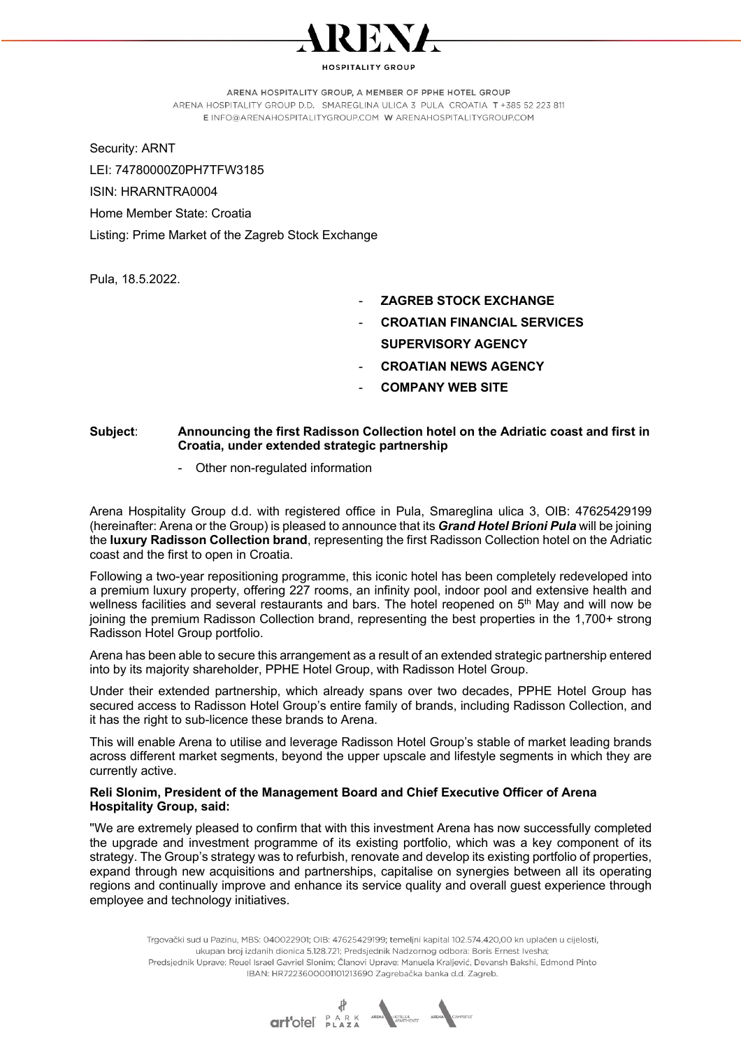Security: ARNT

LEI: 74780000Z0PH7TFW3185

ISIN: HRARNTRA0004

Home Member State: Croatia

Listing: Prime Market of the Zagreb Stock Exchange

Pula, 18.5.2022.

- **ZAGREB STOCK EXCHANGE**
- **CROATIAN FINANCIAL SERVICES SUPERVISORY AGENCY**
- **CROATIAN NEWS AGENCY**
- **COMPANY WEB SITE**

**Subject**: **Announcing the first Radisson Collection hotel on the Adriatic coast and first in Croatia, under extended strategic partnership**

- Other non-regulated information

Arena Hospitality Group d.d. with registered office in Pula, Smareglina ulica 3, OIB: 47625429199 (hereinafter: Arena or the Group) is pleased to announce that its ***Grand Hotel Brioni Pula*** will be joining the **luxury Radisson Collection brand**, representing the first Radisson Collection hotel on the Adriatic coast and the first to open in Croatia.

Following a two-year repositioning programme, this iconic hotel has been completely redeveloped into a premium luxury property, offering 227 rooms, an infinity pool, indoor pool and extensive health and wellness facilities and several restaurants and bars. The hotel reopened on 5th May and will now be joining the premium Radisson Collection brand, representing the best properties in the 1,700+ strong Radisson Hotel Group portfolio.

Arena has been able to secure this arrangement as a result of an extended strategic partnership entered into by its majority shareholder, PPHE Hotel Group, with Radisson Hotel Group.

Under their extended partnership, which already spans over two decades, PPHE Hotel Group has secured access to Radisson Hotel Group's entire family of brands, including Radisson Collection, and it has the right to sub-licence these brands to Arena.

This will enable Arena to utilise and leverage Radisson Hotel Group's stable of market leading brands across different market segments, beyond the upper upscale and lifestyle segments in which they are currently active.

**Reli Slonim, President of the Management Board and Chief Executive Officer of Arena Hospitality Group, said:**

"We are extremely pleased to confirm that with this investment Arena has now successfully completed the upgrade and investment programme of its existing portfolio, which was a key component of its strategy. The Group's strategy was to refurbish, renovate and develop its existing portfolio of properties, expand through new acquisitions and partnerships, capitalise on synergies between all its operating regions and continually improve and enhance its service quality and overall guest experience through employee and technology initiatives.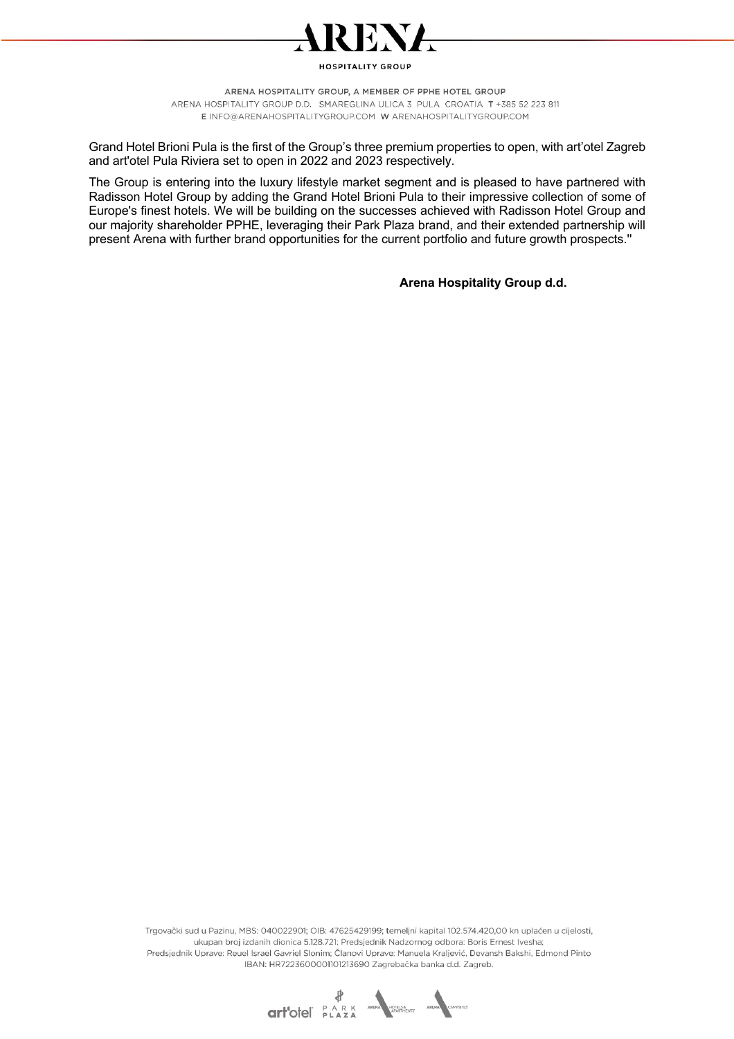Grand Hotel Brioni Pula is the first of the Group's three premium properties to open, with art'otel Zagreb and art'otel Pula Riviera set to open in 2022 and 2023 respectively.

The Group is entering into the luxury lifestyle market segment and is pleased to have partnered with Radisson Hotel Group by adding the Grand Hotel Brioni Pula to their impressive collection of some of Europe's finest hotels. We will be building on the successes achieved with Radisson Hotel Group and our majority shareholder PPHE, leveraging their Park Plaza brand, and their extended partnership will present Arena with further brand opportunities for the current portfolio and future growth prospects."

**Arena Hospitality Group d.d.**